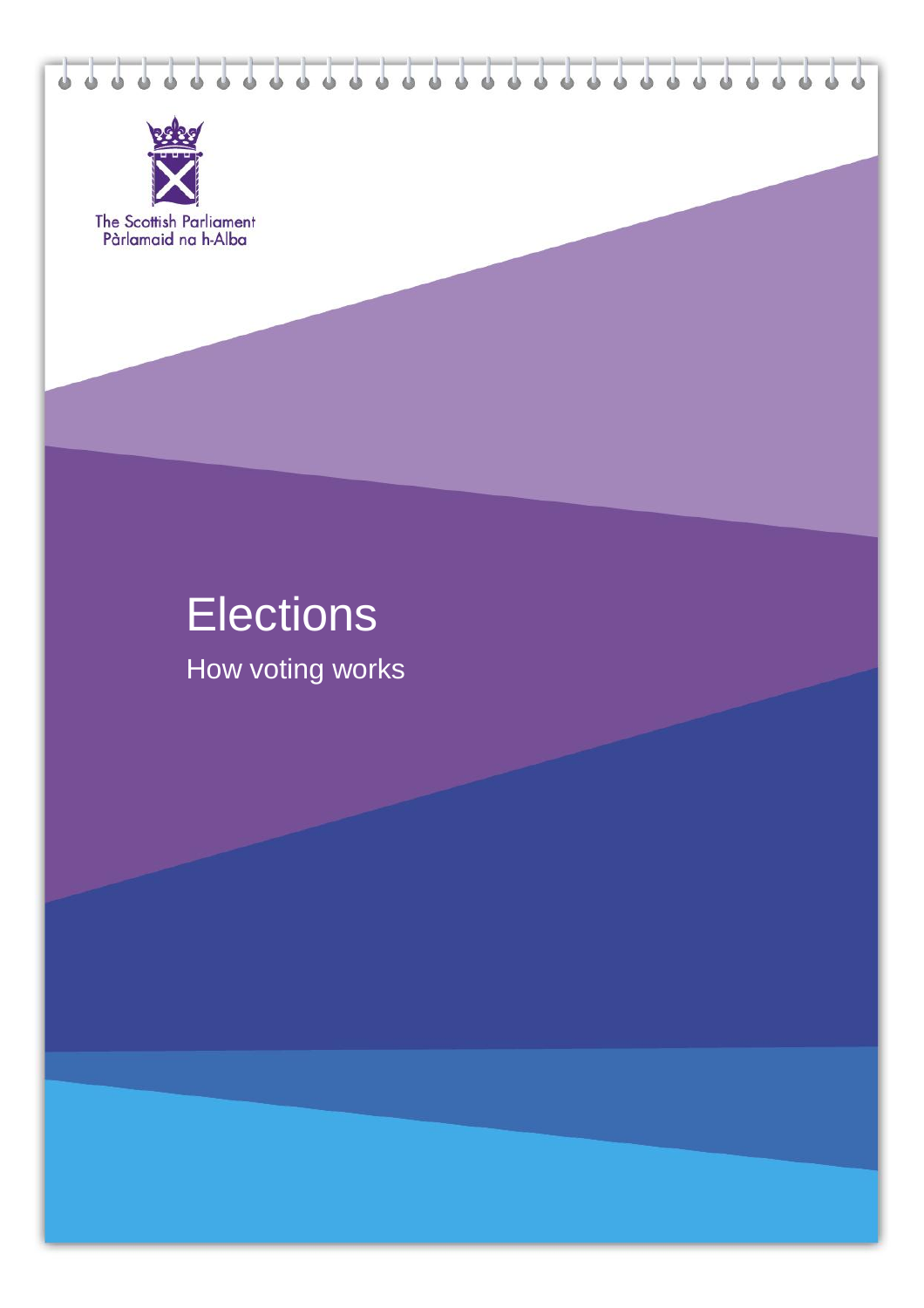The Scottish Parliament
Pàrlamaid na h-Alba

# Elections

How voting works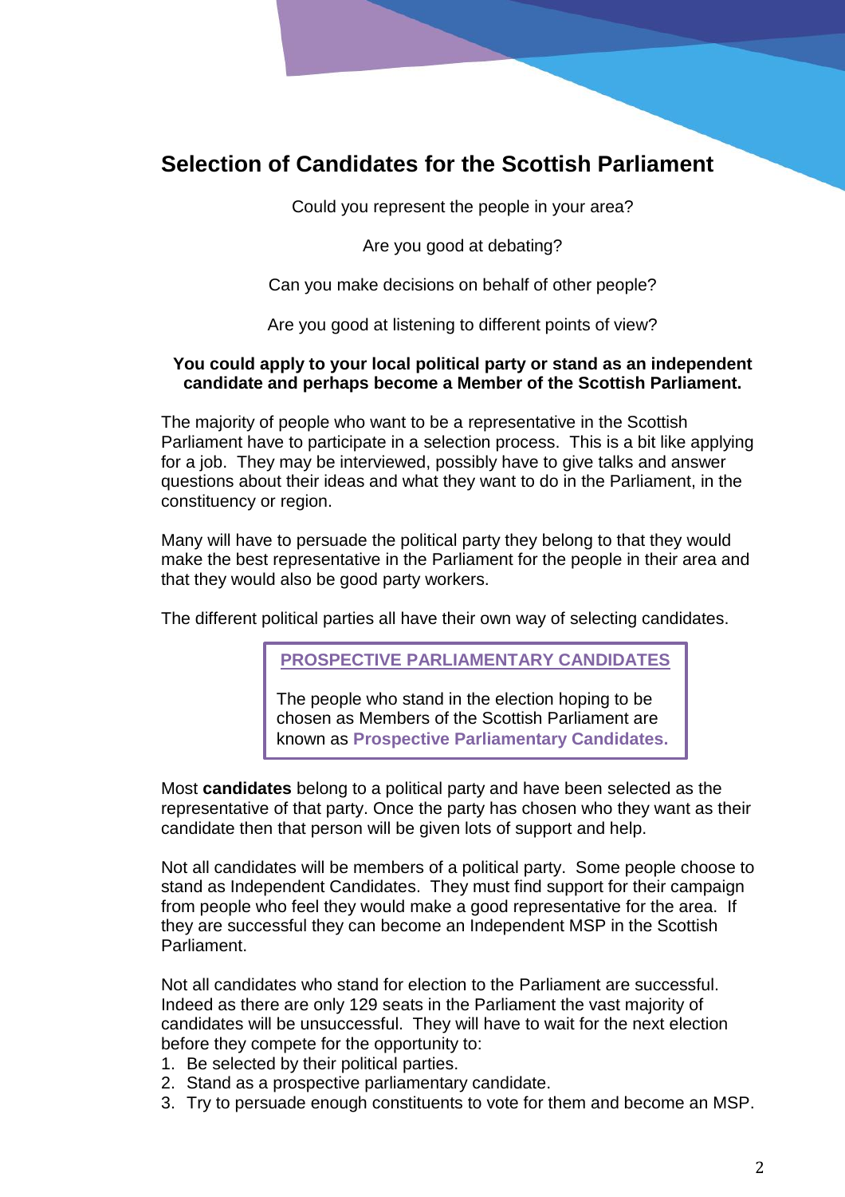## Selection of Candidates for the Scottish Parliament

Could you represent the people in your area?

Are you good at debating?

Can you make decisions on behalf of other people?

Are you good at listening to different points of view?

**You could apply to your local political party or stand as an independent candidate and perhaps become a Member of the Scottish Parliament.**

The majority of people who want to be a representative in the Scottish Parliament have to participate in a selection process. This is a bit like applying for a job. They may be interviewed, possibly have to give talks and answer questions about their ideas and what they want to do in the Parliament, in the constituency or region.

Many will have to persuade the political party they belong to that they would make the best representative in the Parliament for the people in their area and that they would also be good party workers.

The different political parties all have their own way of selecting candidates.

> **PROSPECTIVE PARLIAMENTARY CANDIDATES**
>
> The people who stand in the election hoping to be chosen as Members of the Scottish Parliament are known as **Prospective Parliamentary Candidates.**

Most **candidates** belong to a political party and have been selected as the representative of that party. Once the party has chosen who they want as their candidate then that person will be given lots of support and help.

Not all candidates will be members of a political party. Some people choose to stand as Independent Candidates. They must find support for their campaign from people who feel they would make a good representative for the area. If they are successful they can become an Independent MSP in the Scottish Parliament.

Not all candidates who stand for election to the Parliament are successful. Indeed as there are only 129 seats in the Parliament the vast majority of candidates will be unsuccessful. They will have to wait for the next election before they compete for the opportunity to:

1. Be selected by their political parties.
2. Stand as a prospective parliamentary candidate.
3. Try to persuade enough constituents to vote for them and become an MSP.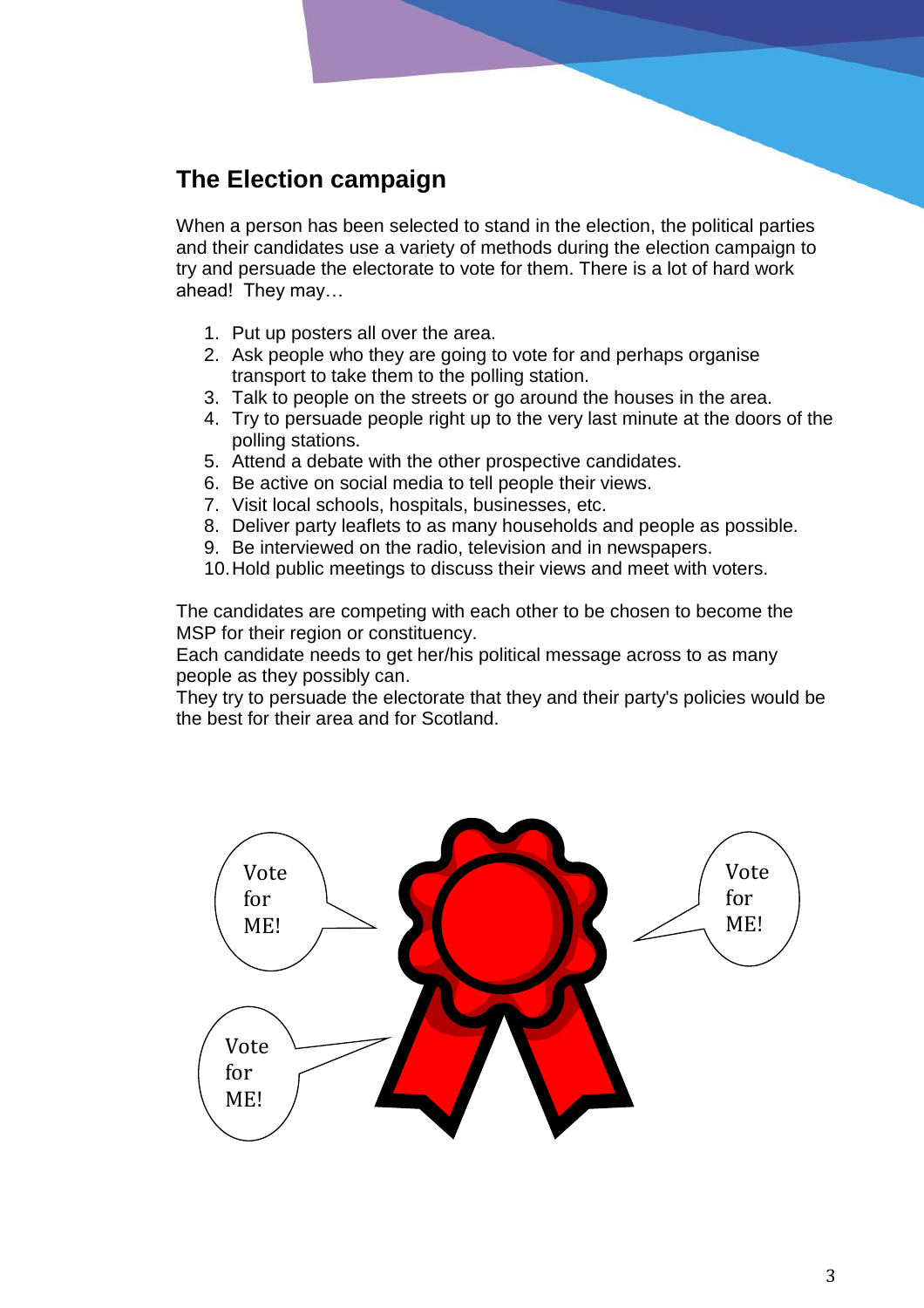## The Election campaign

When a person has been selected to stand in the election, the political parties and their candidates use a variety of methods during the election campaign to try and persuade the electorate to vote for them. There is a lot of hard work ahead! They may…

1. Put up posters all over the area.
2. Ask people who they are going to vote for and perhaps organise transport to take them to the polling station.
3. Talk to people on the streets or go around the houses in the area.
4. Try to persuade people right up to the very last minute at the doors of the polling stations.
5. Attend a debate with the other prospective candidates.
6. Be active on social media to tell people their views.
7. Visit local schools, hospitals, businesses, etc.
8. Deliver party leaflets to as many households and people as possible.
9. Be interviewed on the radio, television and in newspapers.
10. Hold public meetings to discuss their views and meet with voters.

The candidates are competing with each other to be chosen to become the MSP for their region or constituency.
Each candidate needs to get her/his political message across to as many people as they possibly can.
They try to persuade the electorate that they and their party's policies would be the best for their area and for Scotland.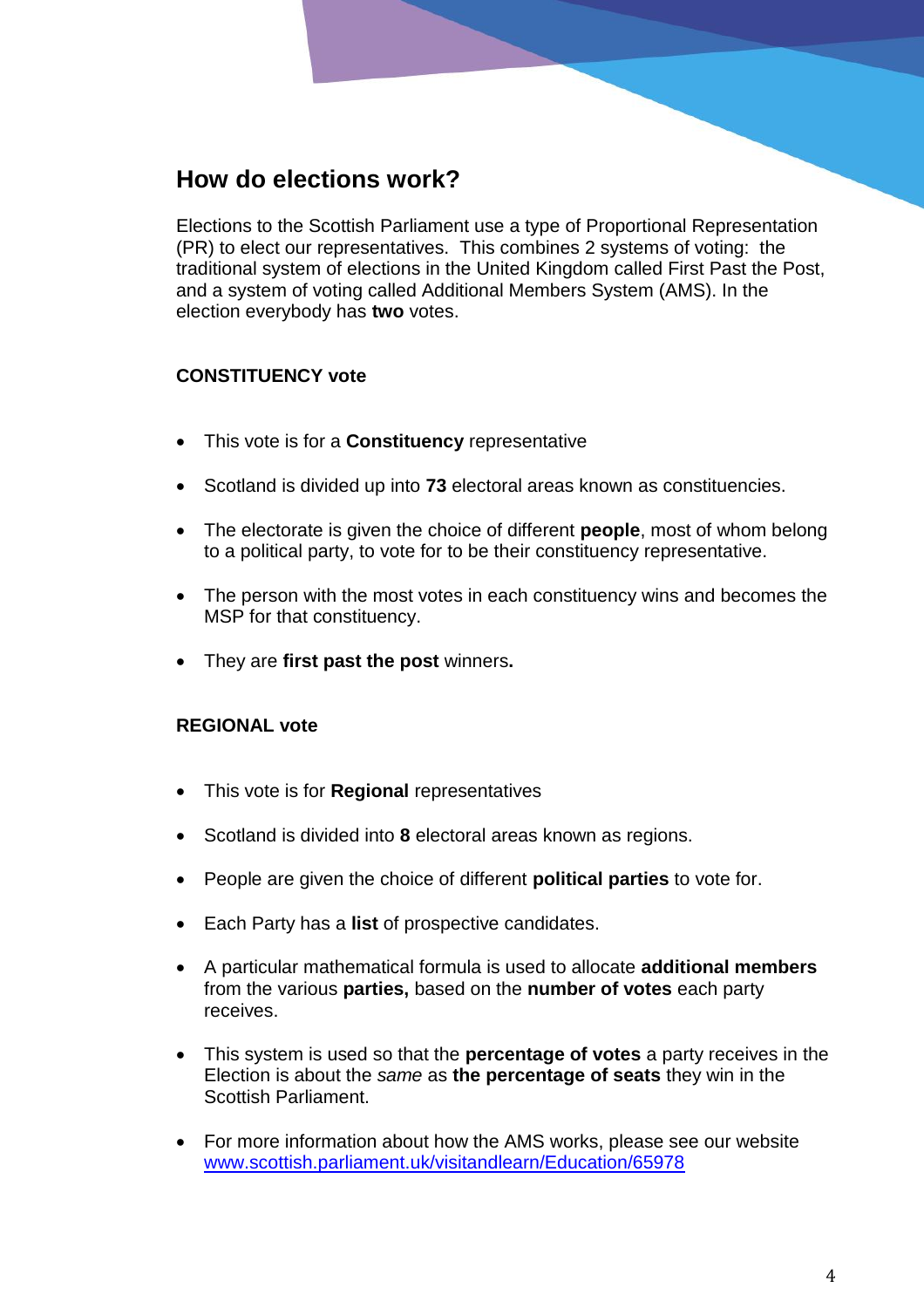## How do elections work?

Elections to the Scottish Parliament use a type of Proportional Representation (PR) to elect our representatives. This combines 2 systems of voting: the traditional system of elections in the United Kingdom called First Past the Post, and a system of voting called Additional Members System (AMS). In the election everybody has **two** votes.

### CONSTITUENCY vote

- This vote is for a **Constituency** representative
- Scotland is divided up into **73** electoral areas known as constituencies.
- The electorate is given the choice of different **people**, most of whom belong to a political party, to vote for to be their constituency representative.
- The person with the most votes in each constituency wins and becomes the MSP for that constituency.
- They are **first past the post** winners**.**

### REGIONAL vote

- This vote is for **Regional** representatives
- Scotland is divided into **8** electoral areas known as regions.
- People are given the choice of different **political parties** to vote for.
- Each Party has a **list** of prospective candidates.
- A particular mathematical formula is used to allocate **additional members** from the various **parties,** based on the **number of votes** each party receives.
- This system is used so that the **percentage of votes** a party receives in the Election is about the *same* as **the percentage of seats** they win in the Scottish Parliament.
- For more information about how the AMS works, please see our website [www.scottish.parliament.uk/visitandlearn/Education/65978](www.scottish.parliament.uk/visitandlearn/Education/65978)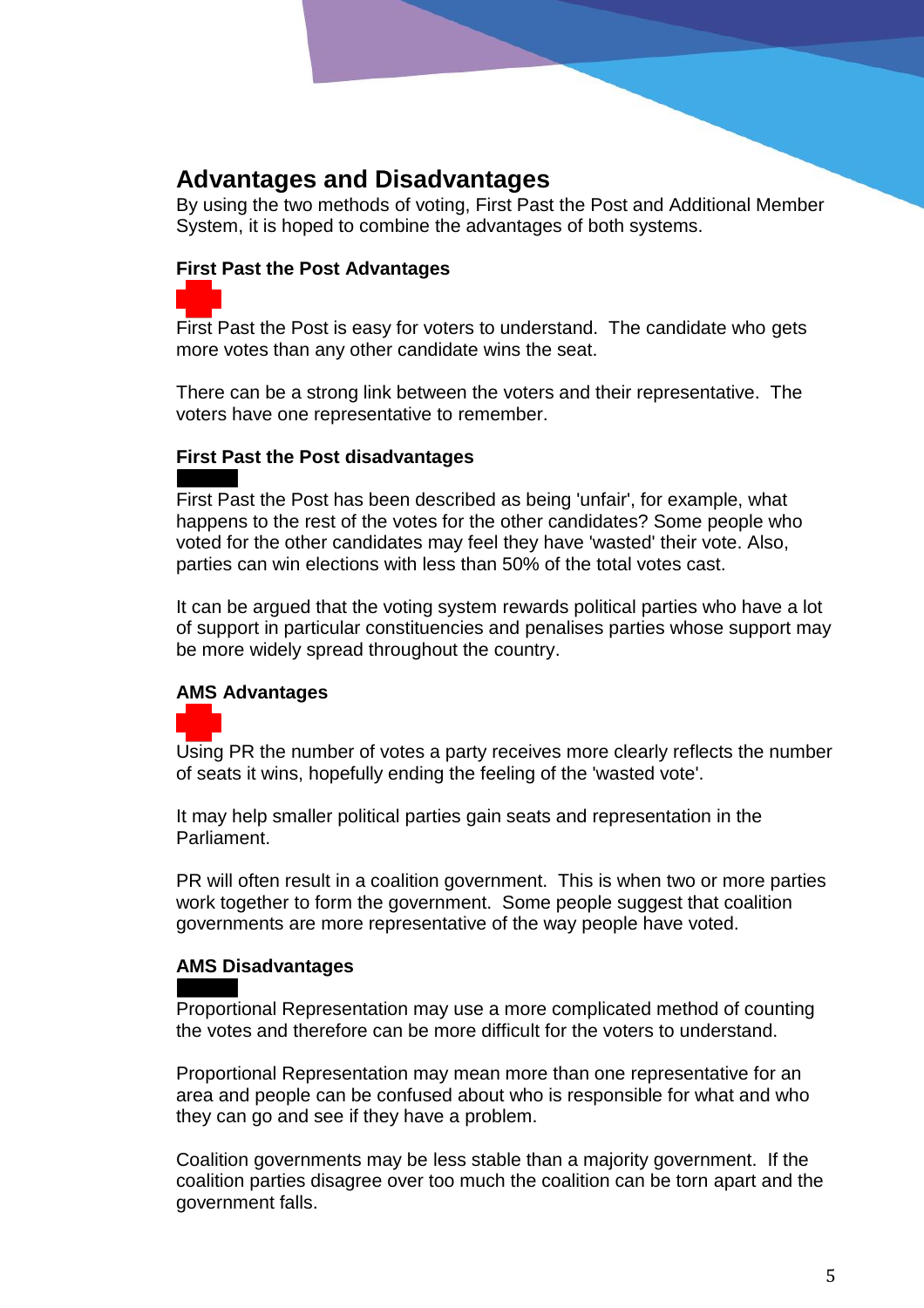## Advantages and Disadvantages

By using the two methods of voting, First Past the Post and Additional Member System, it is hoped to combine the advantages of both systems.

**First Past the Post Advantages**

First Past the Post is easy for voters to understand. The candidate who gets more votes than any other candidate wins the seat.

There can be a strong link between the voters and their representative. The voters have one representative to remember.

**First Past the Post disadvantages**

First Past the Post has been described as being 'unfair', for example, what happens to the rest of the votes for the other candidates? Some people who voted for the other candidates may feel they have 'wasted' their vote. Also, parties can win elections with less than 50% of the total votes cast.

It can be argued that the voting system rewards political parties who have a lot of support in particular constituencies and penalises parties whose support may be more widely spread throughout the country.

**AMS Advantages**

Using PR the number of votes a party receives more clearly reflects the number of seats it wins, hopefully ending the feeling of the 'wasted vote'.

It may help smaller political parties gain seats and representation in the Parliament.

PR will often result in a coalition government. This is when two or more parties work together to form the government. Some people suggest that coalition governments are more representative of the way people have voted.

**AMS Disadvantages**

Proportional Representation may use a more complicated method of counting the votes and therefore can be more difficult for the voters to understand.

Proportional Representation may mean more than one representative for an area and people can be confused about who is responsible for what and who they can go and see if they have a problem.

Coalition governments may be less stable than a majority government. If the coalition parties disagree over too much the coalition can be torn apart and the government falls.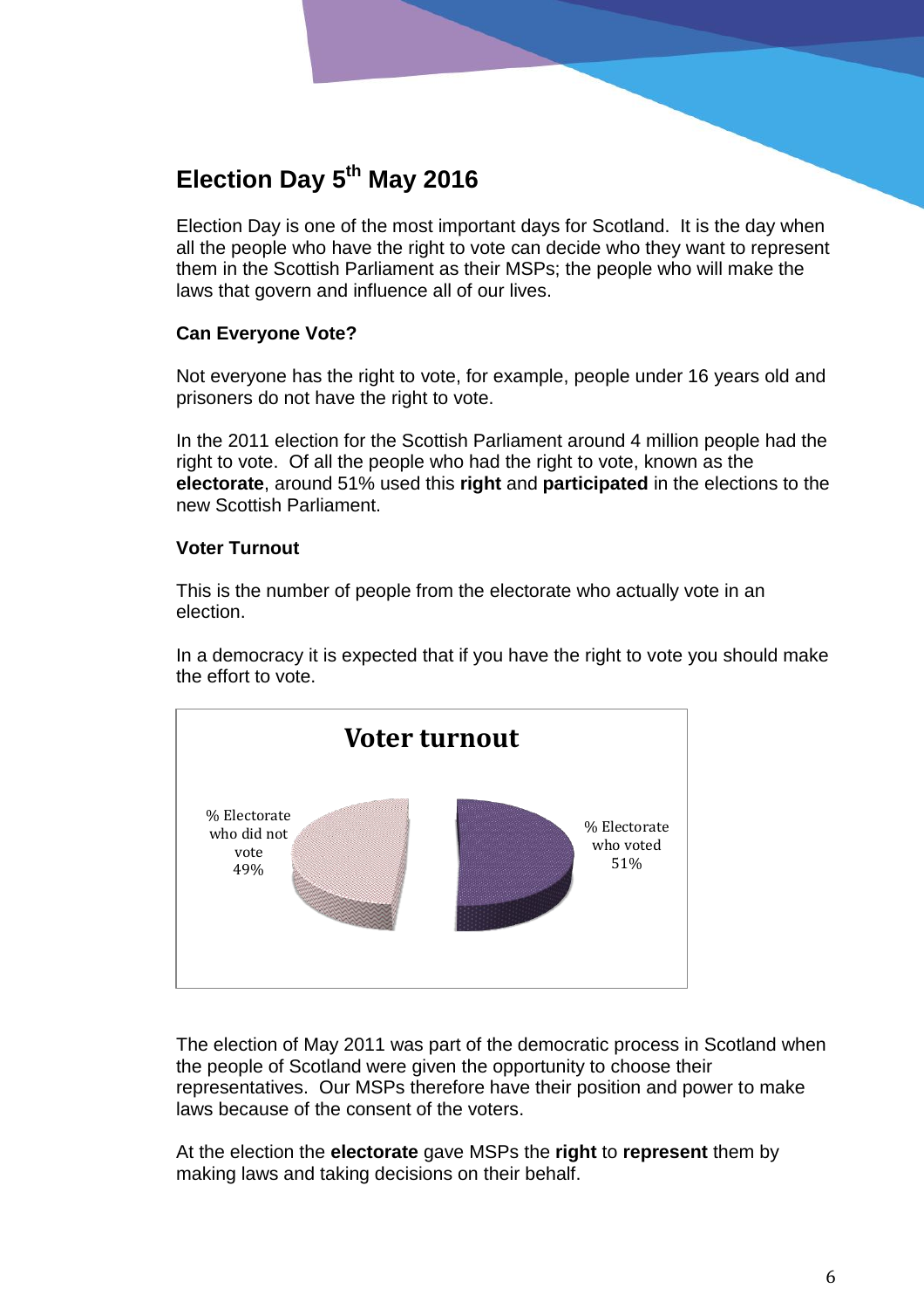## Election Day 5th May 2016

Election Day is one of the most important days for Scotland. It is the day when all the people who have the right to vote can decide who they want to represent them in the Scottish Parliament as their MSPs; the people who will make the laws that govern and influence all of our lives.

**Can Everyone Vote?**

Not everyone has the right to vote, for example, people under 16 years old and prisoners do not have the right to vote.

In the 2011 election for the Scottish Parliament around 4 million people had the right to vote. Of all the people who had the right to vote, known as the **electorate**, around 51% used this **right** and **participated** in the elections to the new Scottish Parliament.

**Voter Turnout**

This is the number of people from the electorate who actually vote in an election.

In a democracy it is expected that if you have the right to vote you should make the effort to vote.

**Voter turnout**

% Electorate who did not vote 49%

% Electorate who voted 51%

The election of May 2011 was part of the democratic process in Scotland when the people of Scotland were given the opportunity to choose their representatives. Our MSPs therefore have their position and power to make laws because of the consent of the voters.

At the election the **electorate** gave MSPs the **right** to **represent** them by making laws and taking decisions on their behalf.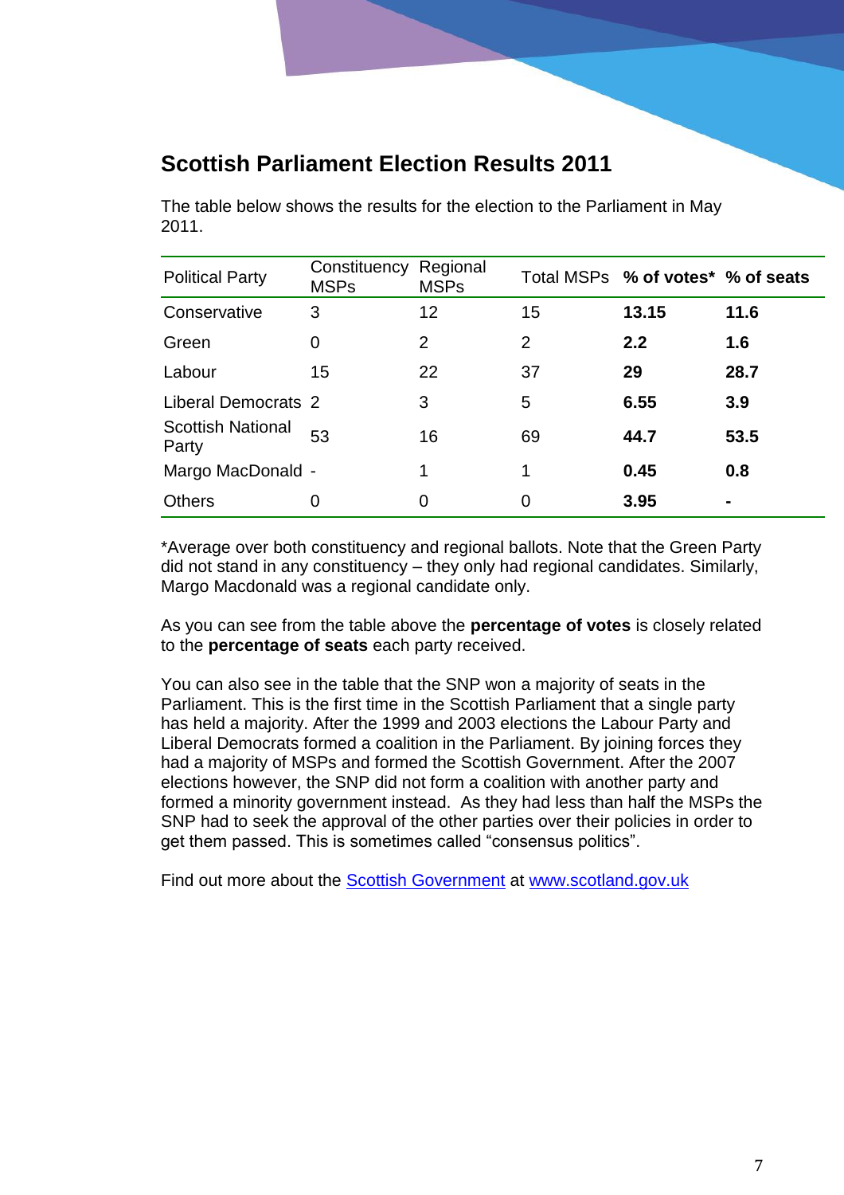## Scottish Parliament Election Results 2011

The table below shows the results for the election to the Parliament in May 2011.

| Political Party | Constituency MSPs | Regional MSPs | Total MSPs | **% of votes*** | **% of seats** |
|---|---|---|---|---|---|
| Conservative | 3 | 12 | 15 | **13.15** | **11.6** |
| Green | 0 | 2 | 2 | **2.2** | **1.6** |
| Labour | 15 | 22 | 37 | **29** | **28.7** |
| Liberal Democrats | 2 | 3 | 5 | **6.55** | **3.9** |
| Scottish National Party | 53 | 16 | 69 | **44.7** | **53.5** |
| Margo MacDonald | - | 1 | 1 | **0.45** | **0.8** |
| Others | 0 | 0 | 0 | **3.95** | **-** |

*Average over both constituency and regional ballots. Note that the Green Party did not stand in any constituency – they only had regional candidates. Similarly, Margo Macdonald was a regional candidate only.

As you can see from the table above the **percentage of votes** is closely related to the **percentage of seats** each party received.

You can also see in the table that the SNP won a majority of seats in the Parliament. This is the first time in the Scottish Parliament that a single party has held a majority. After the 1999 and 2003 elections the Labour Party and Liberal Democrats formed a coalition in the Parliament. By joining forces they had a majority of MSPs and formed the Scottish Government. After the 2007 elections however, the SNP did not form a coalition with another party and formed a minority government instead. As they had less than half the MSPs the SNP had to seek the approval of the other parties over their policies in order to get them passed. This is sometimes called "consensus politics".

Find out more about the Scottish Government at www.scotland.gov.uk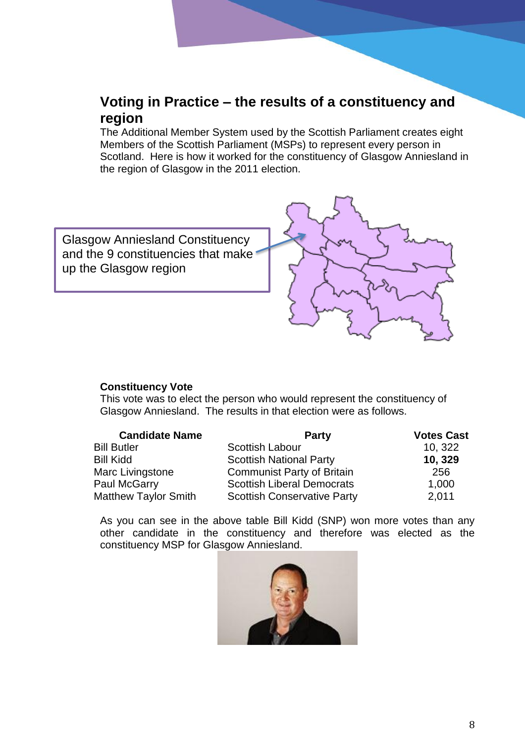## Voting in Practice – the results of a constituency and region

The Additional Member System used by the Scottish Parliament creates eight Members of the Scottish Parliament (MSPs) to represent every person in Scotland. Here is how it worked for the constituency of Glasgow Anniesland in the region of Glasgow in the 2011 election.

Glasgow Anniesland Constituency and the 9 constituencies that make up the Glasgow region

### Constituency Vote

This vote was to elect the person who would represent the constituency of Glasgow Anniesland. The results in that election were as follows.

| Candidate Name | Party | Votes Cast |
|---|---|---|
| Bill Butler | Scottish Labour | 10, 322 |
| Bill Kidd | Scottish National Party | **10, 329** |
| Marc Livingstone | Communist Party of Britain | 256 |
| Paul McGarry | Scottish Liberal Democrats | 1,000 |
| Matthew Taylor Smith | Scottish Conservative Party | 2,011 |

As you can see in the above table Bill Kidd (SNP) won more votes than any other candidate in the constituency and therefore was elected as the constituency MSP for Glasgow Anniesland.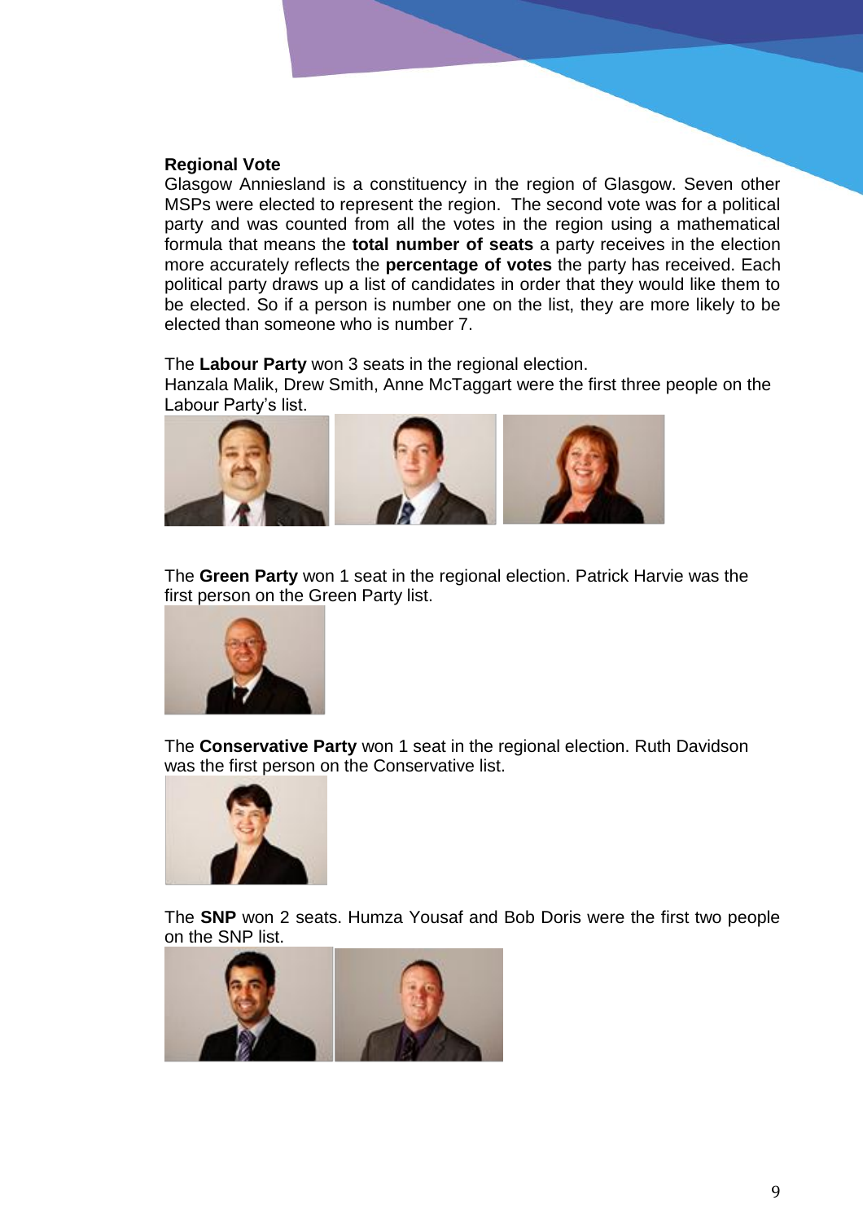**Regional Vote**

Glasgow Anniesland is a constituency in the region of Glasgow. Seven other MSPs were elected to represent the region. The second vote was for a political party and was counted from all the votes in the region using a mathematical formula that means the **total number of seats** a party receives in the election more accurately reflects the **percentage of votes** the party has received. Each political party draws up a list of candidates in order that they would like them to be elected. So if a person is number one on the list, they are more likely to be elected than someone who is number 7.

The **Labour Party** won 3 seats in the regional election.
Hanzala Malik, Drew Smith, Anne McTaggart were the first three people on the Labour Party's list.

The **Green Party** won 1 seat in the regional election. Patrick Harvie was the first person on the Green Party list.

The **Conservative Party** won 1 seat in the regional election. Ruth Davidson was the first person on the Conservative list.

The **SNP** won 2 seats. Humza Yousaf and Bob Doris were the first two people on the SNP list.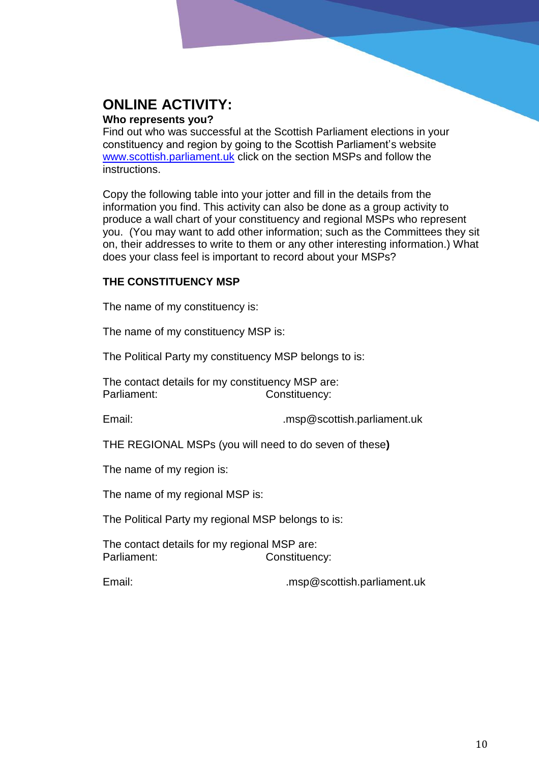# ONLINE ACTIVITY:

**Who represents you?**

Find out who was successful at the Scottish Parliament elections in your constituency and region by going to the Scottish Parliament's website www.scottish.parliament.uk click on the section MSPs and follow the instructions.

Copy the following table into your jotter and fill in the details from the information you find. This activity can also be done as a group activity to produce a wall chart of your constituency and regional MSPs who represent you. (You may want to add other information; such as the Committees they sit on, their addresses to write to them or any other interesting information.) What does your class feel is important to record about your MSPs?

**THE CONSTITUENCY MSP**

The name of my constituency is:

The name of my constituency MSP is:

The Political Party my constituency MSP belongs to is:

The contact details for my constituency MSP are:
Parliament: Constituency:

Email: .msp@scottish.parliament.uk

THE REGIONAL MSPs (you will need to do seven of these**)**

The name of my region is:

The name of my regional MSP is:

The Political Party my regional MSP belongs to is:

The contact details for my regional MSP are:
Parliament: Constituency:

Email: .msp@scottish.parliament.uk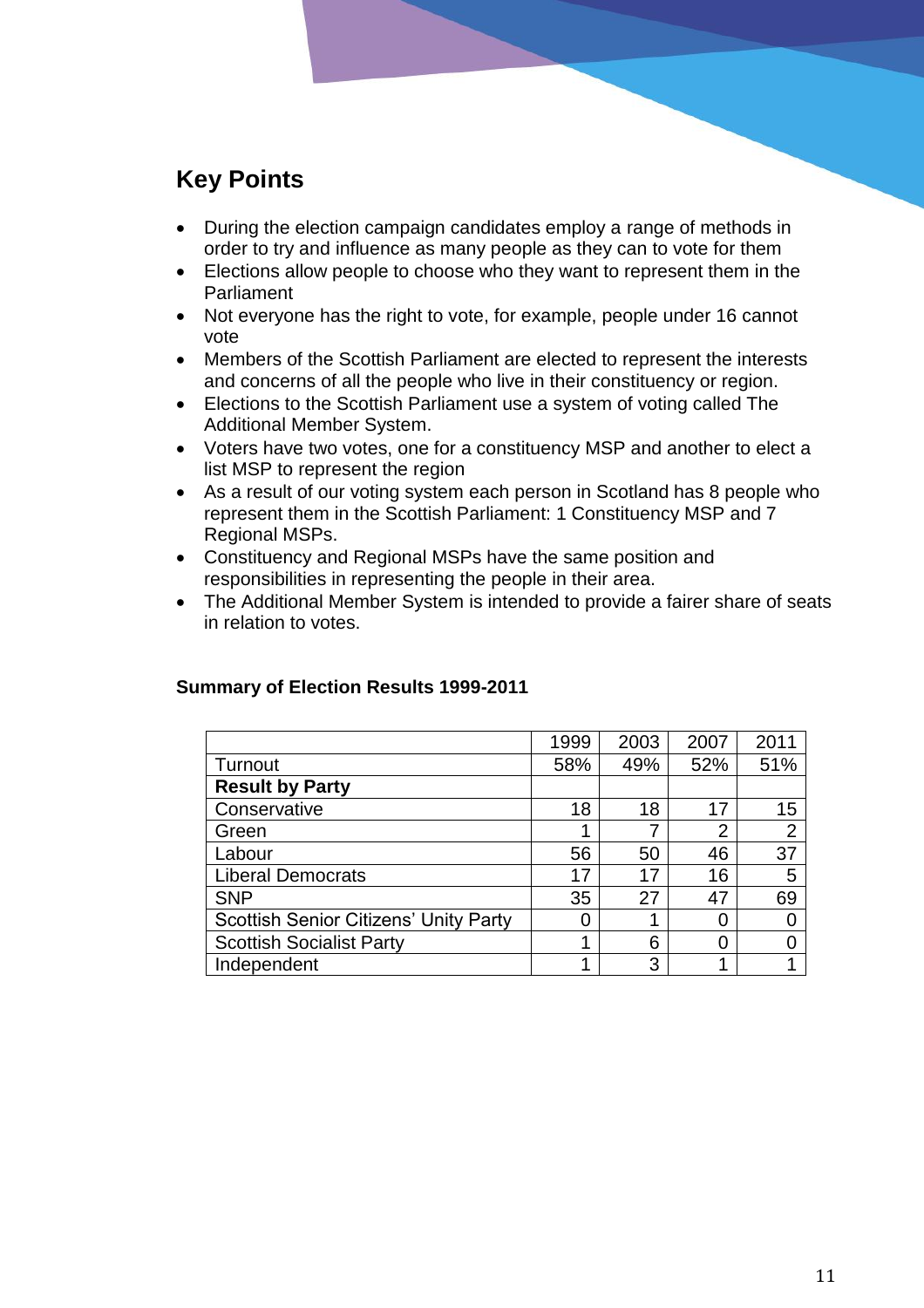## Key Points

- During the election campaign candidates employ a range of methods in order to try and influence as many people as they can to vote for them
- Elections allow people to choose who they want to represent them in the Parliament
- Not everyone has the right to vote, for example, people under 16 cannot vote
- Members of the Scottish Parliament are elected to represent the interests and concerns of all the people who live in their constituency or region.
- Elections to the Scottish Parliament use a system of voting called The Additional Member System.
- Voters have two votes, one for a constituency MSP and another to elect a list MSP to represent the region
- As a result of our voting system each person in Scotland has 8 people who represent them in the Scottish Parliament: 1 Constituency MSP and 7 Regional MSPs.
- Constituency and Regional MSPs have the same position and responsibilities in representing the people in their area.
- The Additional Member System is intended to provide a fairer share of seats in relation to votes.

**Summary of Election Results 1999-2011**

| | 1999 | 2003 | 2007 | 2011 |
|---|---|---|---|---|
| Turnout | 58% | 49% | 52% | 51% |
| **Result by Party** | | | | |
| Conservative | 18 | 18 | 17 | 15 |
| Green | 1 | 7 | 2 | 2 |
| Labour | 56 | 50 | 46 | 37 |
| Liberal Democrats | 17 | 17 | 16 | 5 |
| SNP | 35 | 27 | 47 | 69 |
| Scottish Senior Citizens' Unity Party | 0 | 1 | 0 | 0 |
| Scottish Socialist Party | 1 | 6 | 0 | 0 |
| Independent | 1 | 3 | 1 | 1 |